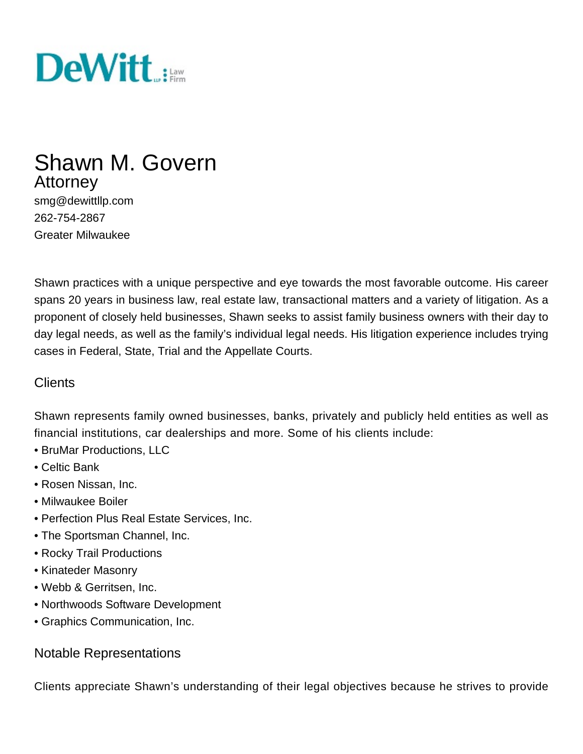DeWitt LLP Law Firm

# Shawn M. Govern

## Attorney

smg@dewittllp.com
262-754-2867
Greater Milwaukee

Shawn practices with a unique perspective and eye towards the most favorable outcome. His career spans 20 years in business law, real estate law, transactional matters and a variety of litigation. As a proponent of closely held businesses, Shawn seeks to assist family business owners with their day to day legal needs, as well as the family's individual legal needs. His litigation experience includes trying cases in Federal, State, Trial and the Appellate Courts.

### Clients

Shawn represents family owned businesses, banks, privately and publicly held entities as well as financial institutions, car dealerships and more. Some of his clients include:

- BruMar Productions, LLC
- Celtic Bank
- Rosen Nissan, Inc.
- Milwaukee Boiler
- Perfection Plus Real Estate Services, Inc.
- The Sportsman Channel, Inc.
- Rocky Trail Productions
- Kinateder Masonry
- Webb & Gerritsen, Inc.
- Northwoods Software Development
- Graphics Communication, Inc.

### Notable Representations

Clients appreciate Shawn's understanding of their legal objectives because he strives to provide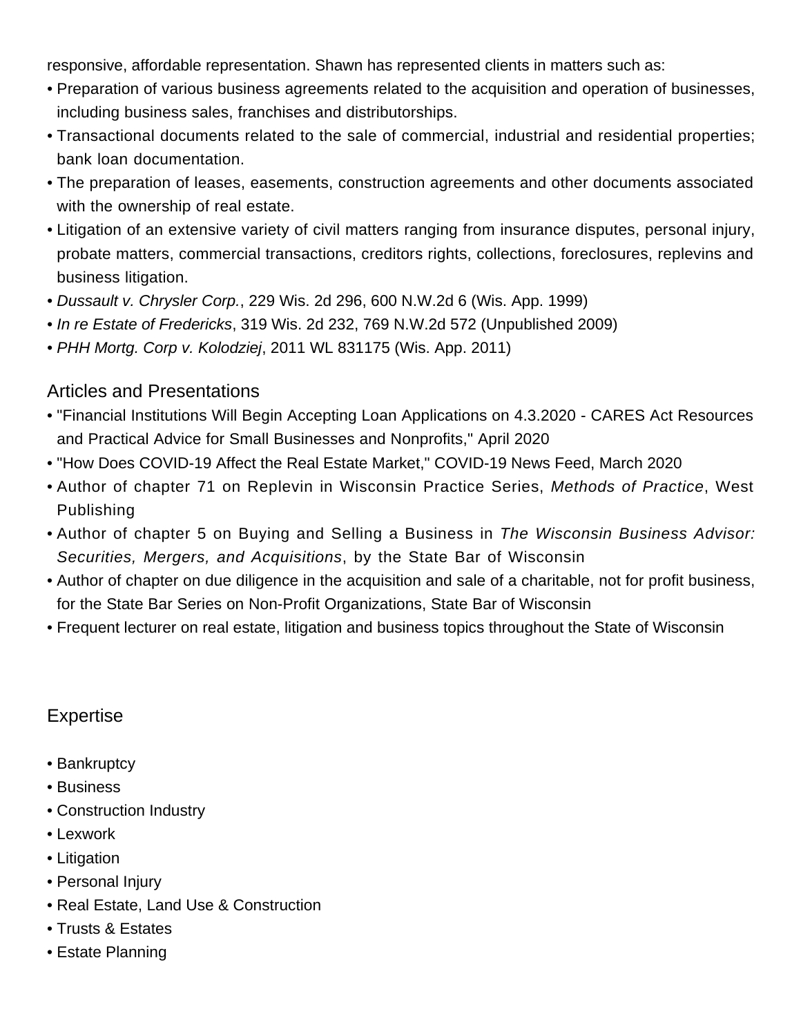responsive, affordable representation. Shawn has represented clients in matters such as:

- Preparation of various business agreements related to the acquisition and operation of businesses, including business sales, franchises and distributorships.
- Transactional documents related to the sale of commercial, industrial and residential properties; bank loan documentation.
- The preparation of leases, easements, construction agreements and other documents associated with the ownership of real estate.
- Litigation of an extensive variety of civil matters ranging from insurance disputes, personal injury, probate matters, commercial transactions, creditors rights, collections, foreclosures, replevins and business litigation.
- *Dussault v. Chrysler Corp.*, 229 Wis. 2d 296, 600 N.W.2d 6 (Wis. App. 1999)
- *In re Estate of Fredericks*, 319 Wis. 2d 232, 769 N.W.2d 572 (Unpublished 2009)
- *PHH Mortg. Corp v. Kolodziej*, 2011 WL 831175 (Wis. App. 2011)

## Articles and Presentations

- "Financial Institutions Will Begin Accepting Loan Applications on 4.3.2020 - CARES Act Resources and Practical Advice for Small Businesses and Nonprofits," April 2020
- "How Does COVID-19 Affect the Real Estate Market," COVID-19 News Feed, March 2020
- Author of chapter 71 on Replevin in Wisconsin Practice Series, *Methods of Practice*, West Publishing
- Author of chapter 5 on Buying and Selling a Business in *The Wisconsin Business Advisor: Securities, Mergers, and Acquisitions*, by the State Bar of Wisconsin
- Author of chapter on due diligence in the acquisition and sale of a charitable, not for profit business, for the State Bar Series on Non-Profit Organizations, State Bar of Wisconsin
- Frequent lecturer on real estate, litigation and business topics throughout the State of Wisconsin

## Expertise

- Bankruptcy
- Business
- Construction Industry
- Lexwork
- Litigation
- Personal Injury
- Real Estate, Land Use & Construction
- Trusts & Estates
- Estate Planning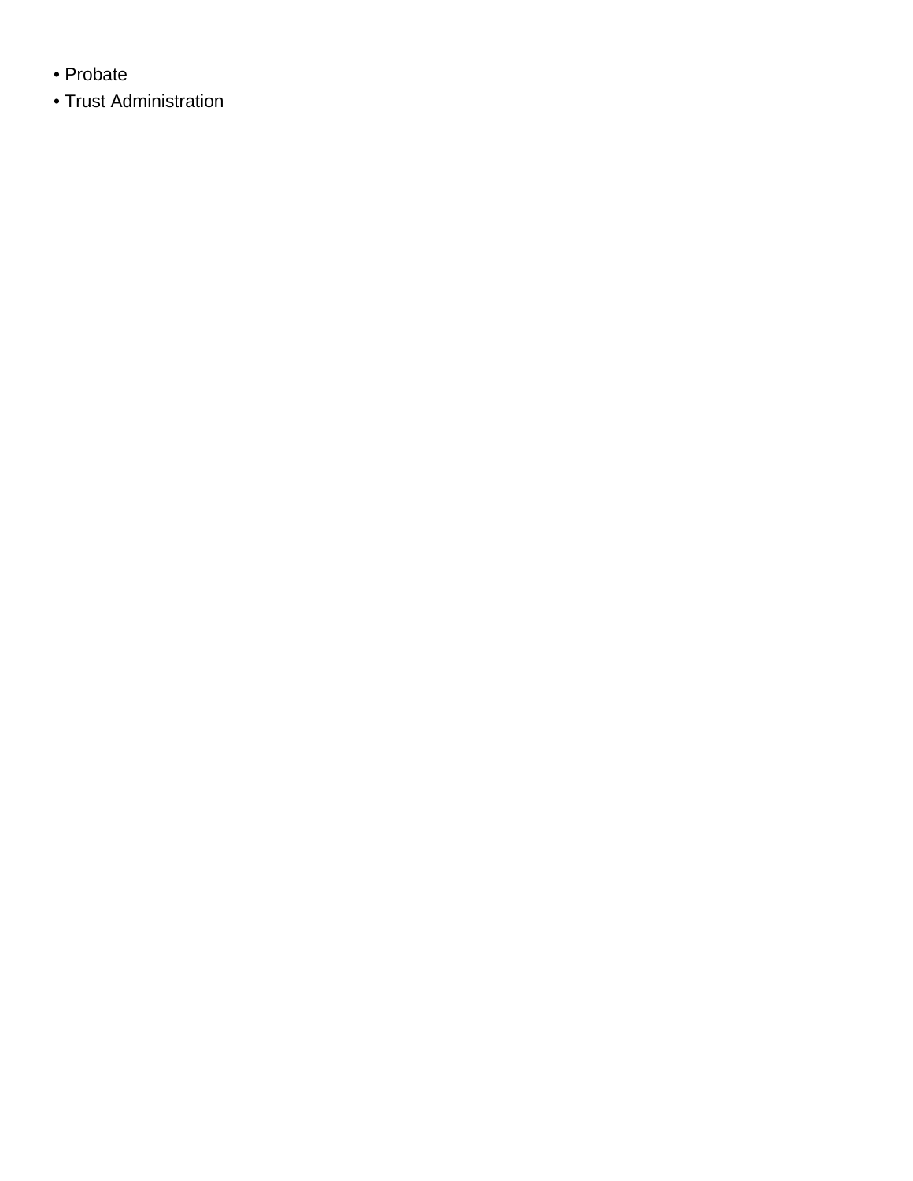- Probate
- Trust Administration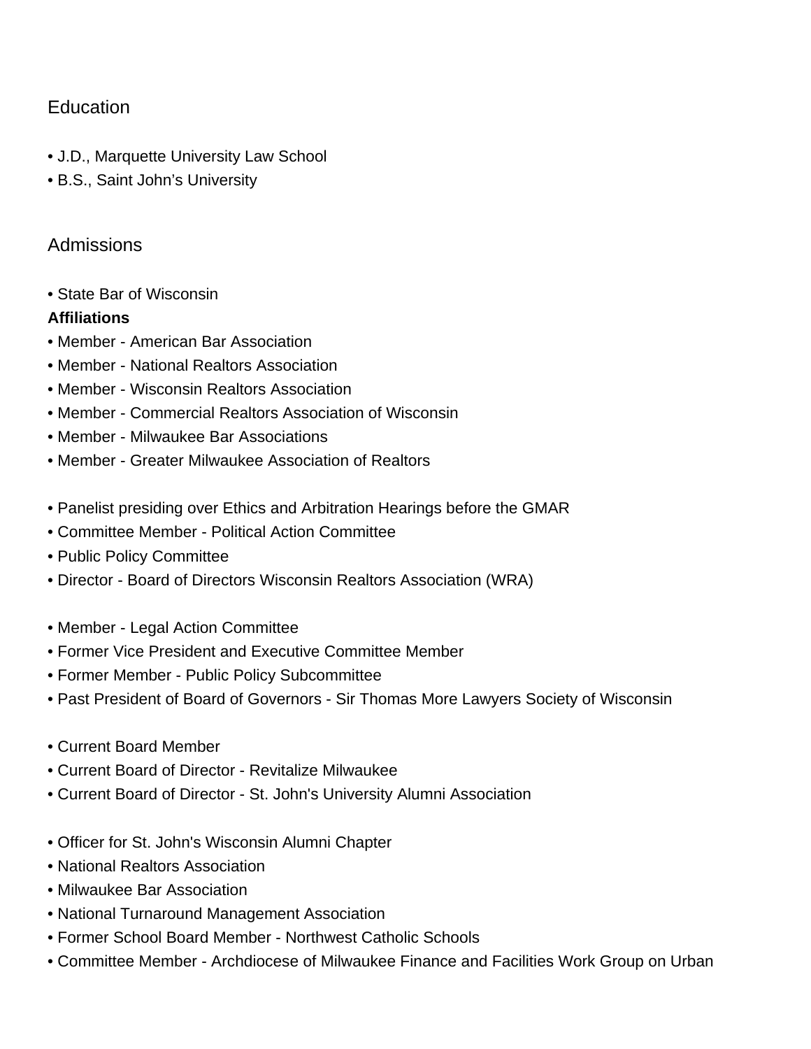## Education

- J.D., Marquette University Law School
- B.S., Saint John's University

## Admissions

- State Bar of Wisconsin

**Affiliations**

- Member - American Bar Association
- Member - National Realtors Association
- Member - Wisconsin Realtors Association
- Member - Commercial Realtors Association of Wisconsin
- Member - Milwaukee Bar Associations
- Member - Greater Milwaukee Association of Realtors

- Panelist presiding over Ethics and Arbitration Hearings before the GMAR
- Committee Member - Political Action Committee
- Public Policy Committee
- Director - Board of Directors Wisconsin Realtors Association (WRA)

- Member - Legal Action Committee
- Former Vice President and Executive Committee Member
- Former Member - Public Policy Subcommittee
- Past President of Board of Governors - Sir Thomas More Lawyers Society of Wisconsin

- Current Board Member
- Current Board of Director - Revitalize Milwaukee
- Current Board of Director - St. John's University Alumni Association

- Officer for St. John's Wisconsin Alumni Chapter
- National Realtors Association
- Milwaukee Bar Association
- National Turnaround Management Association
- Former School Board Member - Northwest Catholic Schools
- Committee Member - Archdiocese of Milwaukee Finance and Facilities Work Group on Urban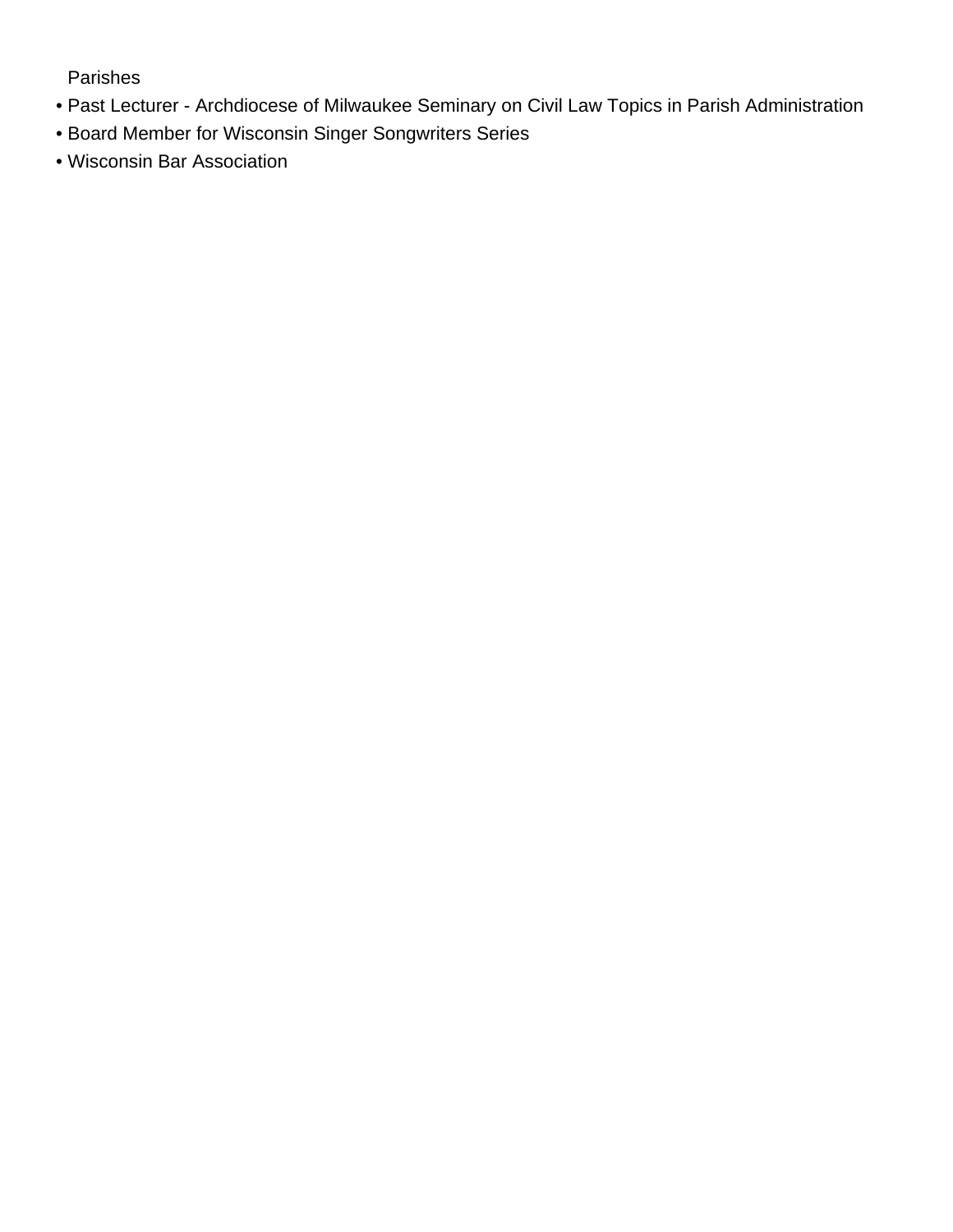Parishes

- Past Lecturer - Archdiocese of Milwaukee Seminary on Civil Law Topics in Parish Administration
- Board Member for Wisconsin Singer Songwriters Series
- Wisconsin Bar Association